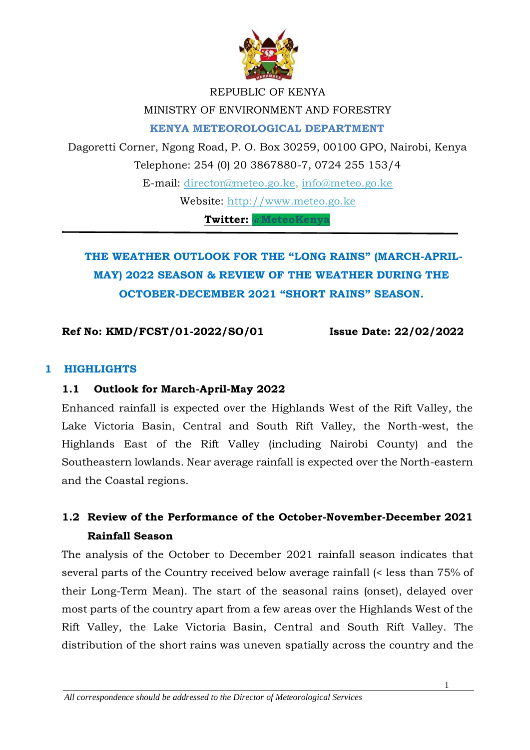REPUBLIC OF KENYA

MINISTRY OF ENVIRONMENT AND FORESTRY

**KENYA METEOROLOGICAL DEPARTMENT**

Dagoretti Corner, Ngong Road, P. O. Box 30259, 00100 GPO, Nairobi, Kenya

Telephone: 254 (0) 20 3867880-7, 0724 255 153/4

E-mail: director@meteo.go.ke, info@meteo.go.ke

Website: http://www.meteo.go.ke

**Twitter: @MeteoKenya**

---

**THE WEATHER OUTLOOK FOR THE "LONG RAINS" (MARCH-APRIL-MAY) 2022 SEASON & REVIEW OF THE WEATHER DURING THE OCTOBER-DECEMBER 2021 "SHORT RAINS" SEASON.**

**Ref No: KMD/FCST/01-2022/SO/01** **Issue Date: 22/02/2022**

# 1 HIGHLIGHTS

## 1.1 Outlook for March-April-May 2022

Enhanced rainfall is expected over the Highlands West of the Rift Valley, the Lake Victoria Basin, Central and South Rift Valley, the North-west, the Highlands East of the Rift Valley (including Nairobi County) and the Southeastern lowlands. Near average rainfall is expected over the North-eastern and the Coastal regions.

## 1.2 Review of the Performance of the October-November-December 2021 Rainfall Season

The analysis of the October to December 2021 rainfall season indicates that several parts of the Country received below average rainfall (< less than 75% of their Long-Term Mean). The start of the seasonal rains (onset), delayed over most parts of the country apart from a few areas over the Highlands West of the Rift Valley, the Lake Victoria Basin, Central and South Rift Valley. The distribution of the short rains was uneven spatially across the country and the

*All correspondence should be addressed to the Director of Meteorological Services*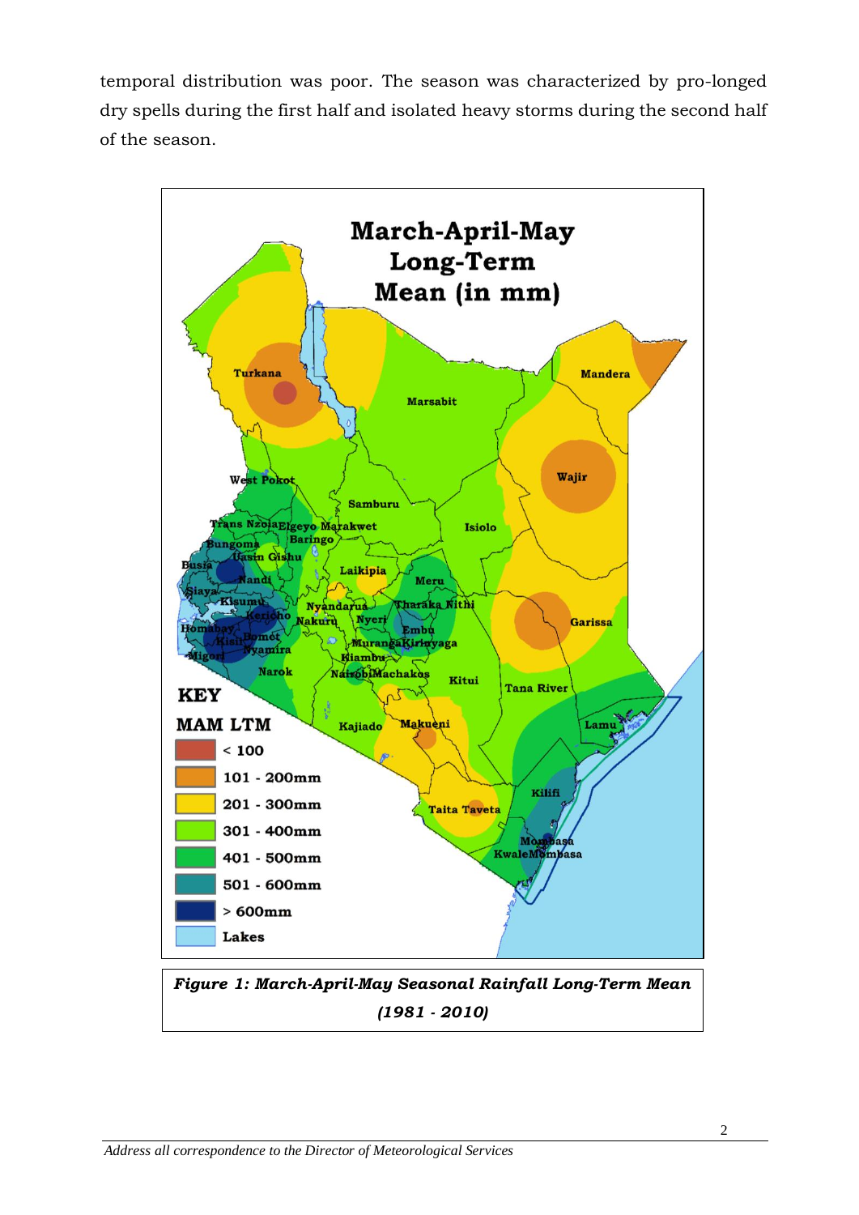temporal distribution was poor. The season was characterized by pro-longed dry spells during the first half and isolated heavy storms during the second half of the season.

***Figure 1: March-April-May Seasonal Rainfall Long-Term Mean (1981 - 2010)***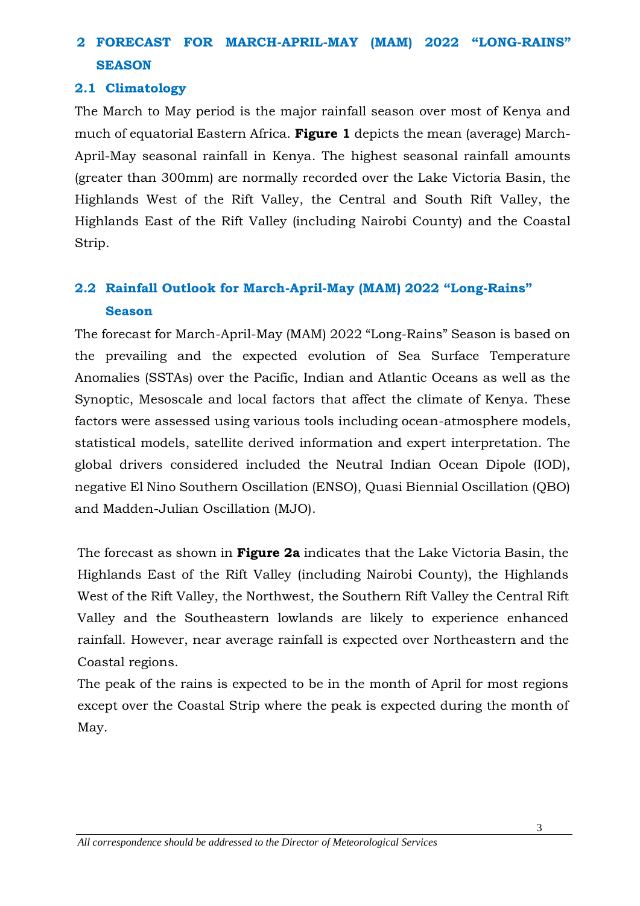# 2 FORECAST FOR MARCH-APRIL-MAY (MAM) 2022 "LONG-RAINS" SEASON

## 2.1 Climatology

The March to May period is the major rainfall season over most of Kenya and much of equatorial Eastern Africa. **Figure 1** depicts the mean (average) March-April-May seasonal rainfall in Kenya. The highest seasonal rainfall amounts (greater than 300mm) are normally recorded over the Lake Victoria Basin, the Highlands West of the Rift Valley, the Central and South Rift Valley, the Highlands East of the Rift Valley (including Nairobi County) and the Coastal Strip.

## 2.2 Rainfall Outlook for March-April-May (MAM) 2022 "Long-Rains" Season

The forecast for March-April-May (MAM) 2022 "Long-Rains" Season is based on the prevailing and the expected evolution of Sea Surface Temperature Anomalies (SSTAs) over the Pacific, Indian and Atlantic Oceans as well as the Synoptic, Mesoscale and local factors that affect the climate of Kenya. These factors were assessed using various tools including ocean-atmosphere models, statistical models, satellite derived information and expert interpretation. The global drivers considered included the Neutral Indian Ocean Dipole (IOD), negative El Nino Southern Oscillation (ENSO), Quasi Biennial Oscillation (QBO) and Madden-Julian Oscillation (MJO).

The forecast as shown in **Figure 2a** indicates that the Lake Victoria Basin, the Highlands East of the Rift Valley (including Nairobi County), the Highlands West of the Rift Valley, the Northwest, the Southern Rift Valley the Central Rift Valley and the Southeastern lowlands are likely to experience enhanced rainfall. However, near average rainfall is expected over Northeastern and the Coastal regions.

The peak of the rains is expected to be in the month of April for most regions except over the Coastal Strip where the peak is expected during the month of May.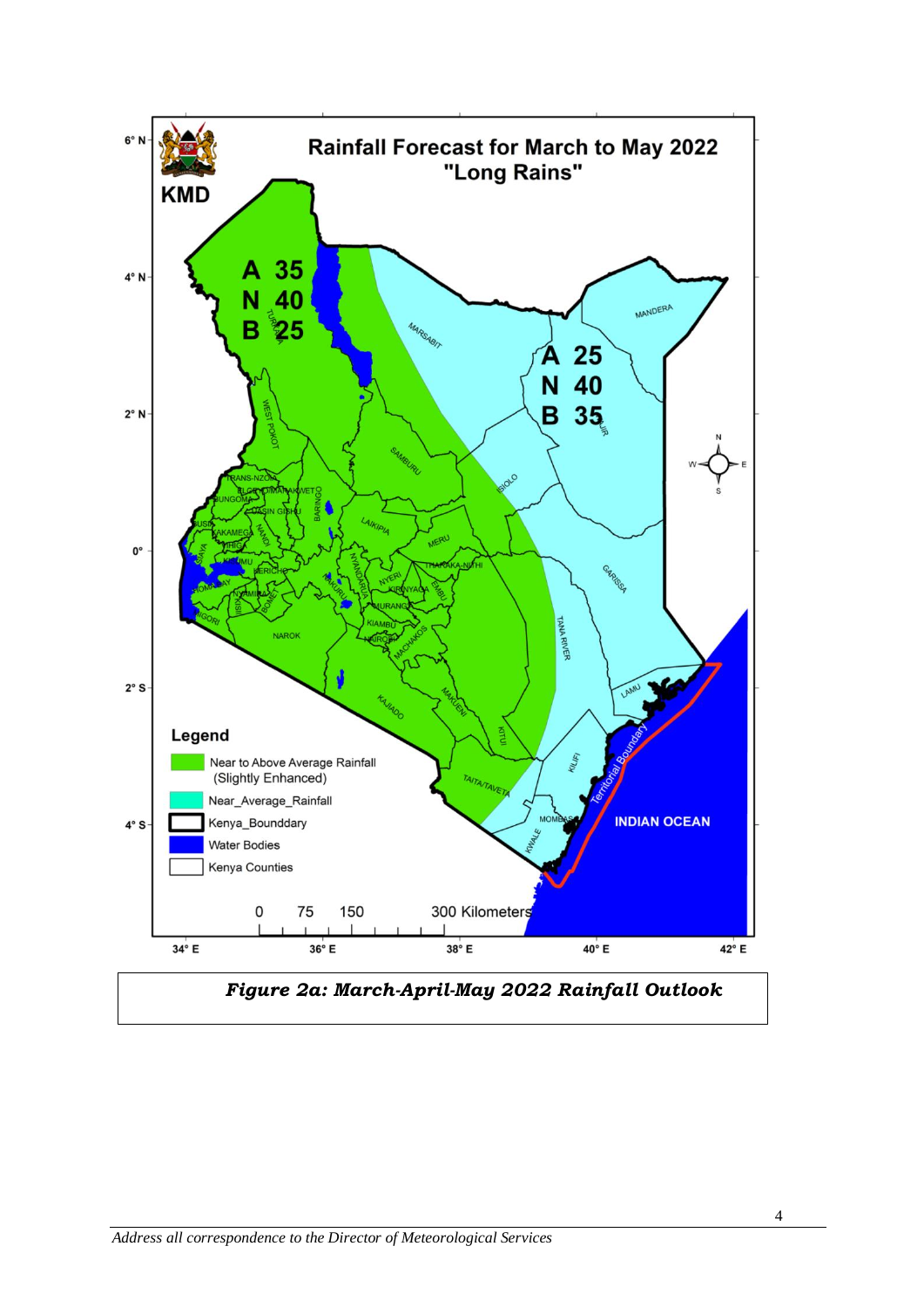# Rainfall Forecast for March to May 2022 "Long Rains"

KMD

A 35
N 40
B 25

A 25
N 40
B 35

**Legend**

- Near to Above Average Rainfall (Slightly Enhanced)
- Near_Average_Rainfall
- Kenya_Bounddary
- Water Bodies
- Kenya Counties

0 75 150 300 Kilometers

INDIAN OCEAN

*Figure 2a: March-April-May 2022 Rainfall Outlook*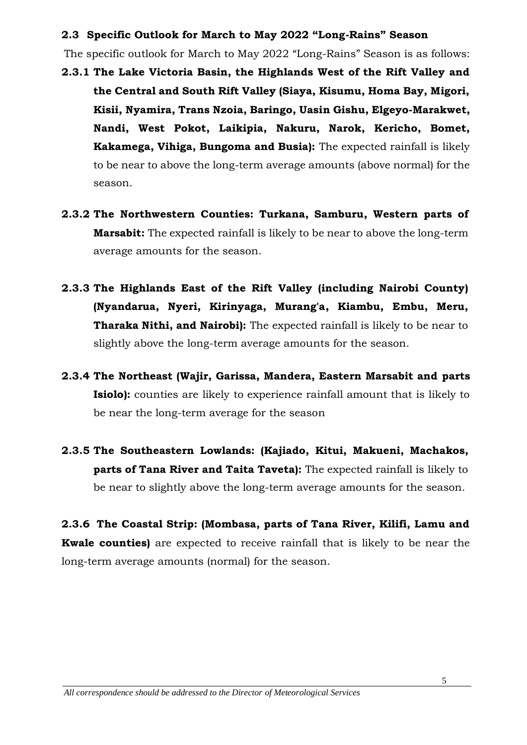### 2.3 Specific Outlook for March to May 2022 "Long-Rains" Season

The specific outlook for March to May 2022 "Long-Rains" Season is as follows:

**2.3.1 The Lake Victoria Basin, the Highlands West of the Rift Valley and the Central and South Rift Valley (Siaya, Kisumu, Homa Bay, Migori, Kisii, Nyamira, Trans Nzoia, Baringo, Uasin Gishu, Elgeyo-Marakwet, Nandi, West Pokot, Laikipia, Nakuru, Narok, Kericho, Bomet, Kakamega, Vihiga, Bungoma and Busia):** The expected rainfall is likely to be near to above the long-term average amounts (above normal) for the season.

**2.3.2 The Northwestern Counties: Turkana, Samburu, Western parts of Marsabit:** The expected rainfall is likely to be near to above the long-term average amounts for the season.

**2.3.3 The Highlands East of the Rift Valley (including Nairobi County) (Nyandarua, Nyeri, Kirinyaga, Murang'a, Kiambu, Embu, Meru, Tharaka Nithi, and Nairobi):** The expected rainfall is likely to be near to slightly above the long-term average amounts for the season.

**2.3.4 The Northeast (Wajir, Garissa, Mandera, Eastern Marsabit and parts Isiolo):** counties are likely to experience rainfall amount that is likely to be near the long-term average for the season

**2.3.5 The Southeastern Lowlands: (Kajiado, Kitui, Makueni, Machakos, parts of Tana River and Taita Taveta):** The expected rainfall is likely to be near to slightly above the long-term average amounts for the season.

**2.3.6 The Coastal Strip: (Mombasa, parts of Tana River, Kilifi, Lamu and Kwale counties)** are expected to receive rainfall that is likely to be near the long-term average amounts (normal) for the season.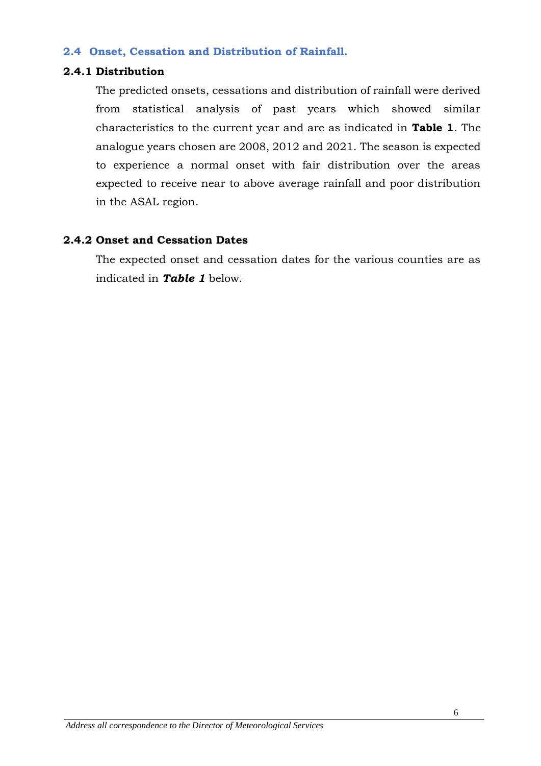## 2.4 Onset, Cessation and Distribution of Rainfall.

### 2.4.1 Distribution

The predicted onsets, cessations and distribution of rainfall were derived from statistical analysis of past years which showed similar characteristics to the current year and are as indicated in **Table 1**. The analogue years chosen are 2008, 2012 and 2021. The season is expected to experience a normal onset with fair distribution over the areas expected to receive near to above average rainfall and poor distribution in the ASAL region.

### 2.4.2 Onset and Cessation Dates

The expected onset and cessation dates for the various counties are as indicated in ***Table 1*** below.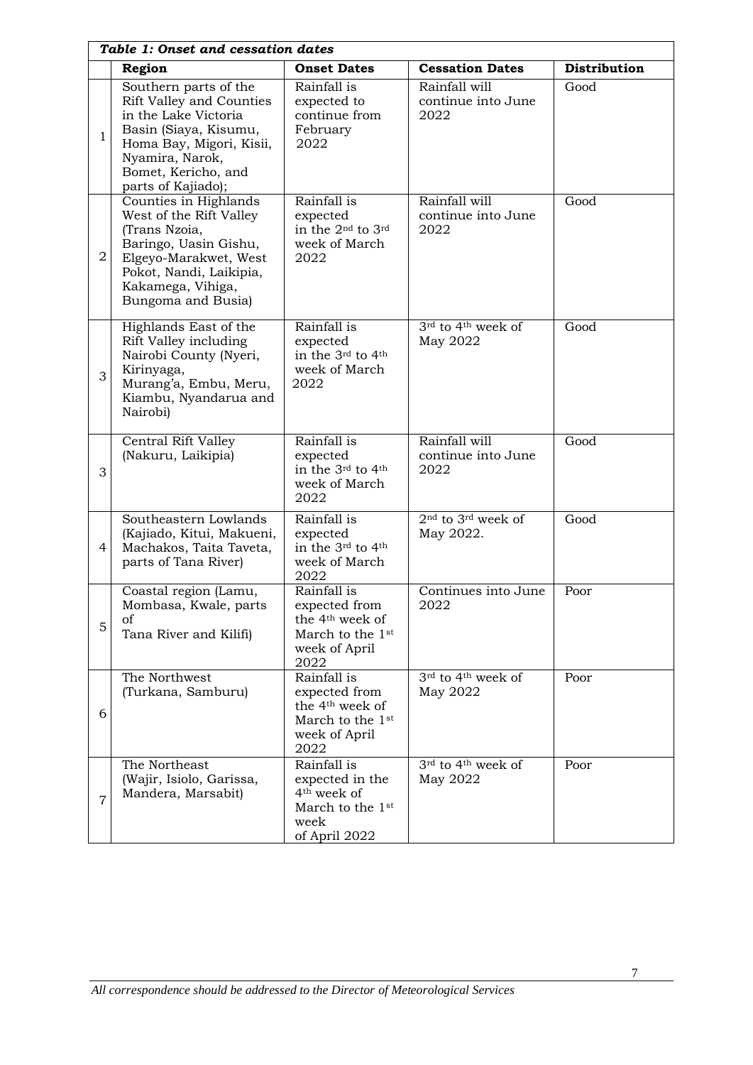**Table 1: Onset and cessation dates**

| | Region | Onset Dates | Cessation Dates | Distribution |
|---|---|---|---|---|
| 1 | Southern parts of the Rift Valley and Counties in the Lake Victoria Basin (Siaya, Kisumu, Homa Bay, Migori, Kisii, Nyamira, Narok, Bomet, Kericho, and parts of Kajiado); | Rainfall is expected to continue from February 2022 | Rainfall will continue into June 2022 | Good |
| 2 | Counties in Highlands West of the Rift Valley (Trans Nzoia, Baringo, Uasin Gishu, Elgeyo-Marakwet, West Pokot, Nandi, Laikipia, Kakamega, Vihiga, Bungoma and Busia) | Rainfall is expected in the 2nd to 3rd week of March 2022 | Rainfall will continue into June 2022 | Good |
| 3 | Highlands East of the Rift Valley including Nairobi County (Nyeri, Kirinyaga, Murang'a, Embu, Meru, Kiambu, Nyandarua and Nairobi) | Rainfall is expected in the 3rd to 4th week of March 2022 | 3rd to 4th week of May 2022 | Good |
| 3 | Central Rift Valley (Nakuru, Laikipia) | Rainfall is expected in the 3rd to 4th week of March 2022 | Rainfall will continue into June 2022 | Good |
| 4 | Southeastern Lowlands (Kajiado, Kitui, Makueni, Machakos, Taita Taveta, parts of Tana River) | Rainfall is expected in the 3rd to 4th week of March 2022 | 2nd to 3rd week of May 2022. | Good |
| 5 | Coastal region (Lamu, Mombasa, Kwale, parts of Tana River and Kilifi) | Rainfall is expected from the 4th week of March to the 1st week of April 2022 | Continues into June 2022 | Poor |
| 6 | The Northwest (Turkana, Samburu) | Rainfall is expected from the 4th week of March to the 1st week of April 2022 | 3rd to 4th week of May 2022 | Poor |
| 7 | The Northeast (Wajir, Isiolo, Garissa, Mandera, Marsabit) | Rainfall is expected in the 4th week of March to the 1st week of April 2022 | 3rd to 4th week of May 2022 | Poor |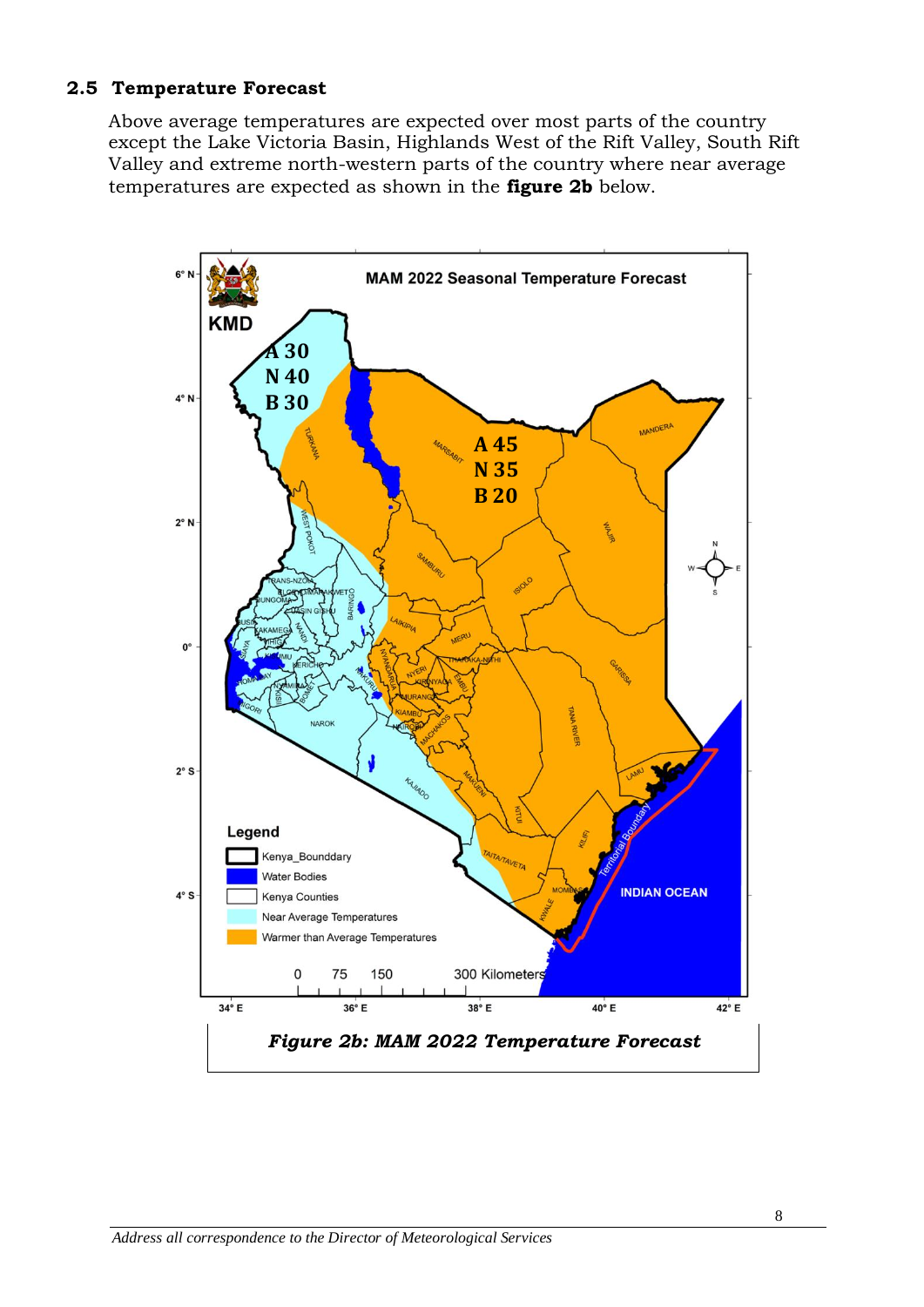### 2.5 Temperature Forecast

Above average temperatures are expected over most parts of the country except the Lake Victoria Basin, Highlands West of the Rift Valley, South Rift Valley and extreme north-western parts of the country where near average temperatures are expected as shown in the **figure 2b** below.

***Figure 2b: MAM 2022 Temperature Forecast***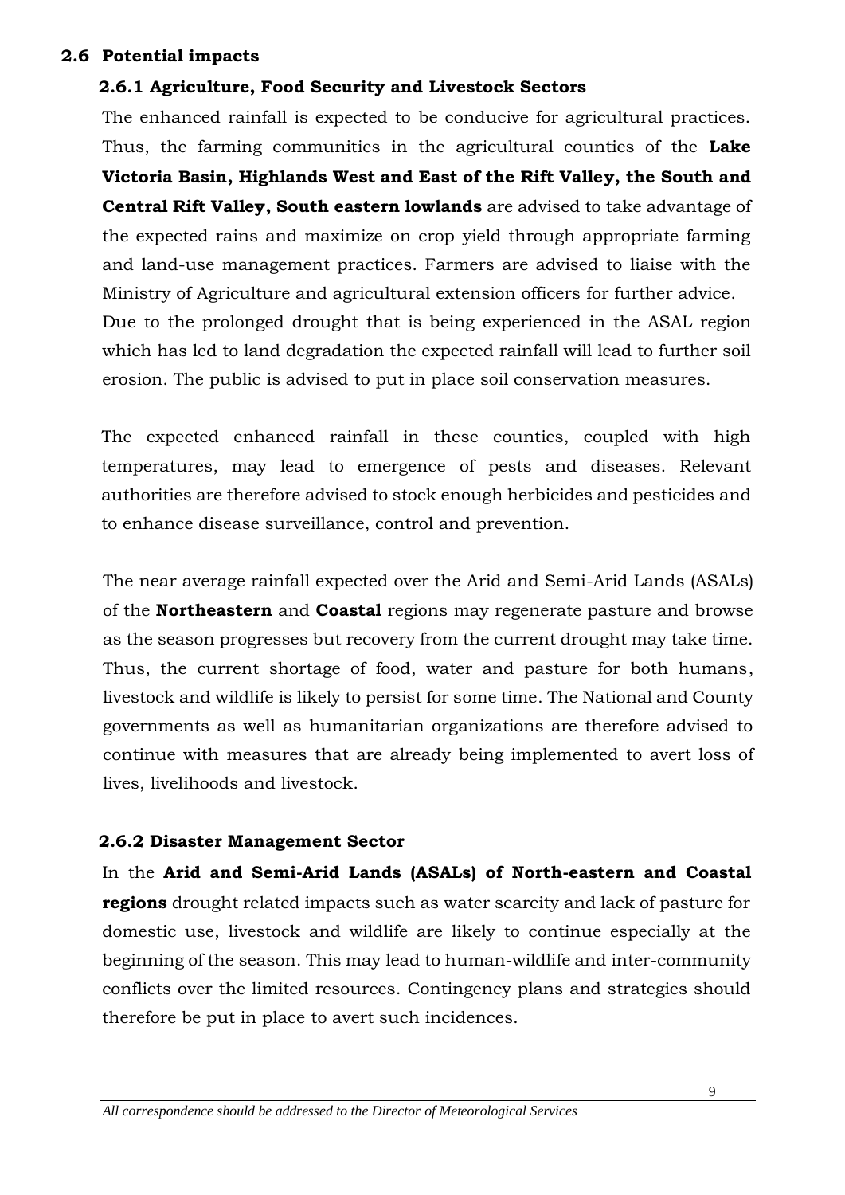## 2.6 Potential impacts

### 2.6.1 Agriculture, Food Security and Livestock Sectors

The enhanced rainfall is expected to be conducive for agricultural practices. Thus, the farming communities in the agricultural counties of the **Lake Victoria Basin, Highlands West and East of the Rift Valley, the South and Central Rift Valley, South eastern lowlands** are advised to take advantage of the expected rains and maximize on crop yield through appropriate farming and land-use management practices. Farmers are advised to liaise with the Ministry of Agriculture and agricultural extension officers for further advice. Due to the prolonged drought that is being experienced in the ASAL region which has led to land degradation the expected rainfall will lead to further soil erosion. The public is advised to put in place soil conservation measures.

The expected enhanced rainfall in these counties, coupled with high temperatures, may lead to emergence of pests and diseases. Relevant authorities are therefore advised to stock enough herbicides and pesticides and to enhance disease surveillance, control and prevention.

The near average rainfall expected over the Arid and Semi-Arid Lands (ASALs) of the **Northeastern** and **Coastal** regions may regenerate pasture and browse as the season progresses but recovery from the current drought may take time. Thus, the current shortage of food, water and pasture for both humans, livestock and wildlife is likely to persist for some time. The National and County governments as well as humanitarian organizations are therefore advised to continue with measures that are already being implemented to avert loss of lives, livelihoods and livestock.

### 2.6.2 Disaster Management Sector

In the **Arid and Semi-Arid Lands (ASALs) of North-eastern and Coastal regions** drought related impacts such as water scarcity and lack of pasture for domestic use, livestock and wildlife are likely to continue especially at the beginning of the season. This may lead to human-wildlife and inter-community conflicts over the limited resources. Contingency plans and strategies should therefore be put in place to avert such incidences.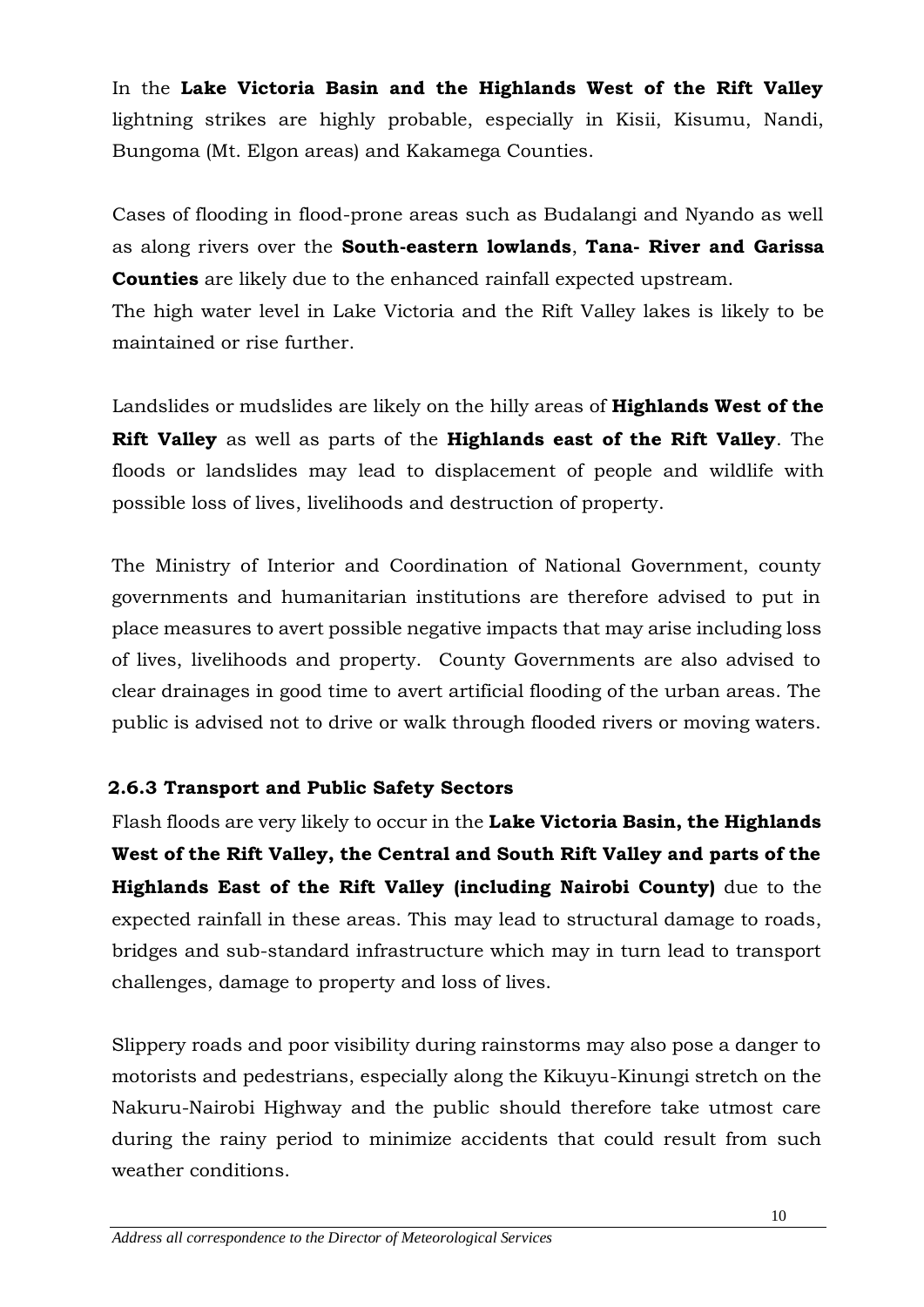In the **Lake Victoria Basin and the Highlands West of the Rift Valley** lightning strikes are highly probable, especially in Kisii, Kisumu, Nandi, Bungoma (Mt. Elgon areas) and Kakamega Counties.

Cases of flooding in flood-prone areas such as Budalangi and Nyando as well as along rivers over the **South-eastern lowlands**, **Tana- River and Garissa Counties** are likely due to the enhanced rainfall expected upstream.
The high water level in Lake Victoria and the Rift Valley lakes is likely to be maintained or rise further.

Landslides or mudslides are likely on the hilly areas of **Highlands West of the Rift Valley** as well as parts of the **Highlands east of the Rift Valley**. The floods or landslides may lead to displacement of people and wildlife with possible loss of lives, livelihoods and destruction of property.

The Ministry of Interior and Coordination of National Government, county governments and humanitarian institutions are therefore advised to put in place measures to avert possible negative impacts that may arise including loss of lives, livelihoods and property. County Governments are also advised to clear drainages in good time to avert artificial flooding of the urban areas. The public is advised not to drive or walk through flooded rivers or moving waters.

### 2.6.3 Transport and Public Safety Sectors

Flash floods are very likely to occur in the **Lake Victoria Basin, the Highlands West of the Rift Valley, the Central and South Rift Valley and parts of the Highlands East of the Rift Valley (including Nairobi County)** due to the expected rainfall in these areas. This may lead to structural damage to roads, bridges and sub-standard infrastructure which may in turn lead to transport challenges, damage to property and loss of lives.

Slippery roads and poor visibility during rainstorms may also pose a danger to motorists and pedestrians, especially along the Kikuyu-Kinungi stretch on the Nakuru-Nairobi Highway and the public should therefore take utmost care during the rainy period to minimize accidents that could result from such weather conditions.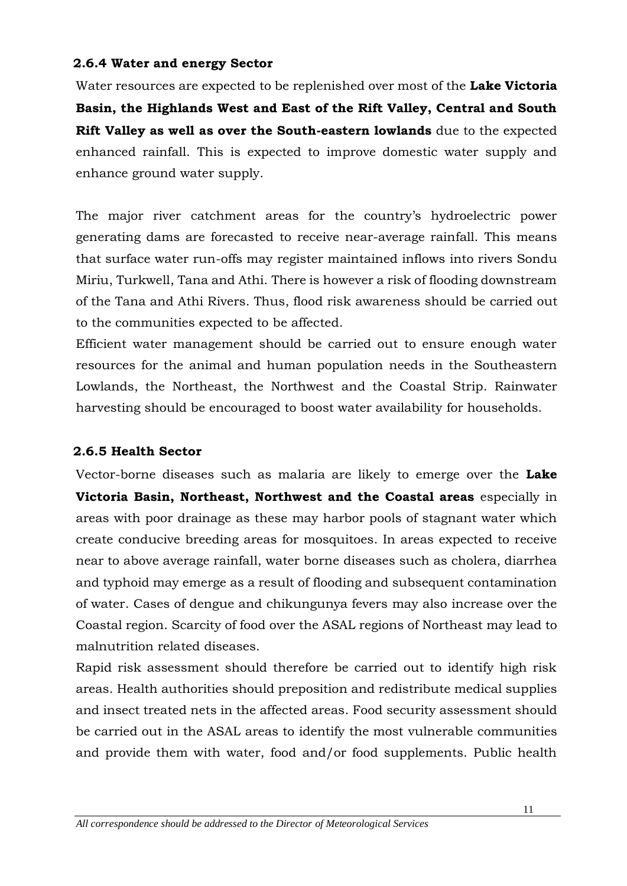### 2.6.4 Water and energy Sector

Water resources are expected to be replenished over most of the **Lake Victoria Basin, the Highlands West and East of the Rift Valley, Central and South Rift Valley as well as over the South-eastern lowlands** due to the expected enhanced rainfall. This is expected to improve domestic water supply and enhance ground water supply.

The major river catchment areas for the country's hydroelectric power generating dams are forecasted to receive near-average rainfall. This means that surface water run-offs may register maintained inflows into rivers Sondu Miriu, Turkwell, Tana and Athi. There is however a risk of flooding downstream of the Tana and Athi Rivers. Thus, flood risk awareness should be carried out to the communities expected to be affected.

Efficient water management should be carried out to ensure enough water resources for the animal and human population needs in the Southeastern Lowlands, the Northeast, the Northwest and the Coastal Strip. Rainwater harvesting should be encouraged to boost water availability for households.

### 2.6.5 Health Sector

Vector-borne diseases such as malaria are likely to emerge over the **Lake Victoria Basin, Northeast, Northwest and the Coastal areas** especially in areas with poor drainage as these may harbor pools of stagnant water which create conducive breeding areas for mosquitoes. In areas expected to receive near to above average rainfall, water borne diseases such as cholera, diarrhea and typhoid may emerge as a result of flooding and subsequent contamination of water. Cases of dengue and chikungunya fevers may also increase over the Coastal region. Scarcity of food over the ASAL regions of Northeast may lead to malnutrition related diseases.

Rapid risk assessment should therefore be carried out to identify high risk areas. Health authorities should preposition and redistribute medical supplies and insect treated nets in the affected areas. Food security assessment should be carried out in the ASAL areas to identify the most vulnerable communities and provide them with water, food and/or food supplements. Public health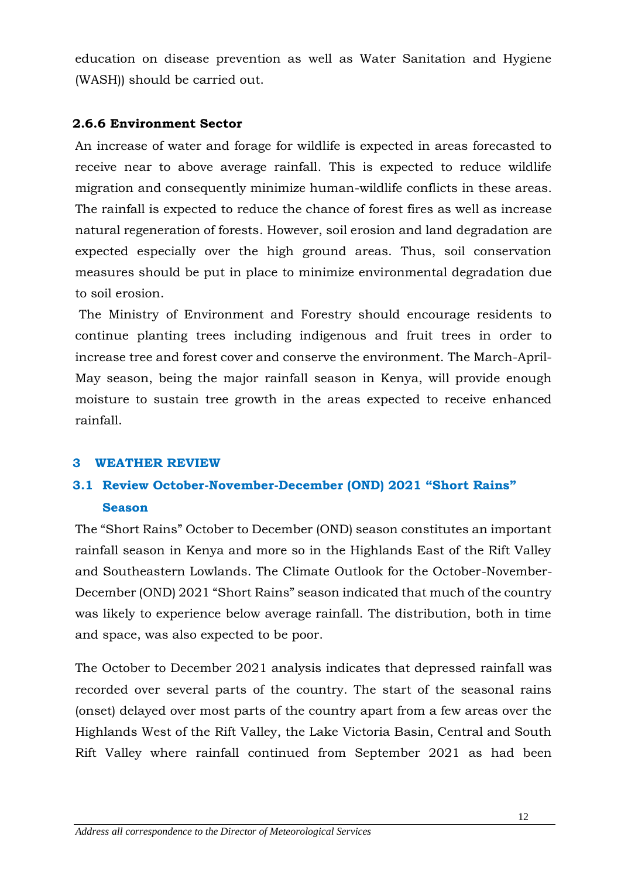education on disease prevention as well as Water Sanitation and Hygiene (WASH)) should be carried out.

### 2.6.6 Environment Sector

An increase of water and forage for wildlife is expected in areas forecasted to receive near to above average rainfall. This is expected to reduce wildlife migration and consequently minimize human-wildlife conflicts in these areas. The rainfall is expected to reduce the chance of forest fires as well as increase natural regeneration of forests. However, soil erosion and land degradation are expected especially over the high ground areas. Thus, soil conservation measures should be put in place to minimize environmental degradation due to soil erosion.

The Ministry of Environment and Forestry should encourage residents to continue planting trees including indigenous and fruit trees in order to increase tree and forest cover and conserve the environment. The March-April-May season, being the major rainfall season in Kenya, will provide enough moisture to sustain tree growth in the areas expected to receive enhanced rainfall.

# 3 WEATHER REVIEW

## 3.1 Review October-November-December (OND) 2021 "Short Rains" Season

The "Short Rains" October to December (OND) season constitutes an important rainfall season in Kenya and more so in the Highlands East of the Rift Valley and Southeastern Lowlands. The Climate Outlook for the October-November-December (OND) 2021 "Short Rains" season indicated that much of the country was likely to experience below average rainfall. The distribution, both in time and space, was also expected to be poor.

The October to December 2021 analysis indicates that depressed rainfall was recorded over several parts of the country. The start of the seasonal rains (onset) delayed over most parts of the country apart from a few areas over the Highlands West of the Rift Valley, the Lake Victoria Basin, Central and South Rift Valley where rainfall continued from September 2021 as had been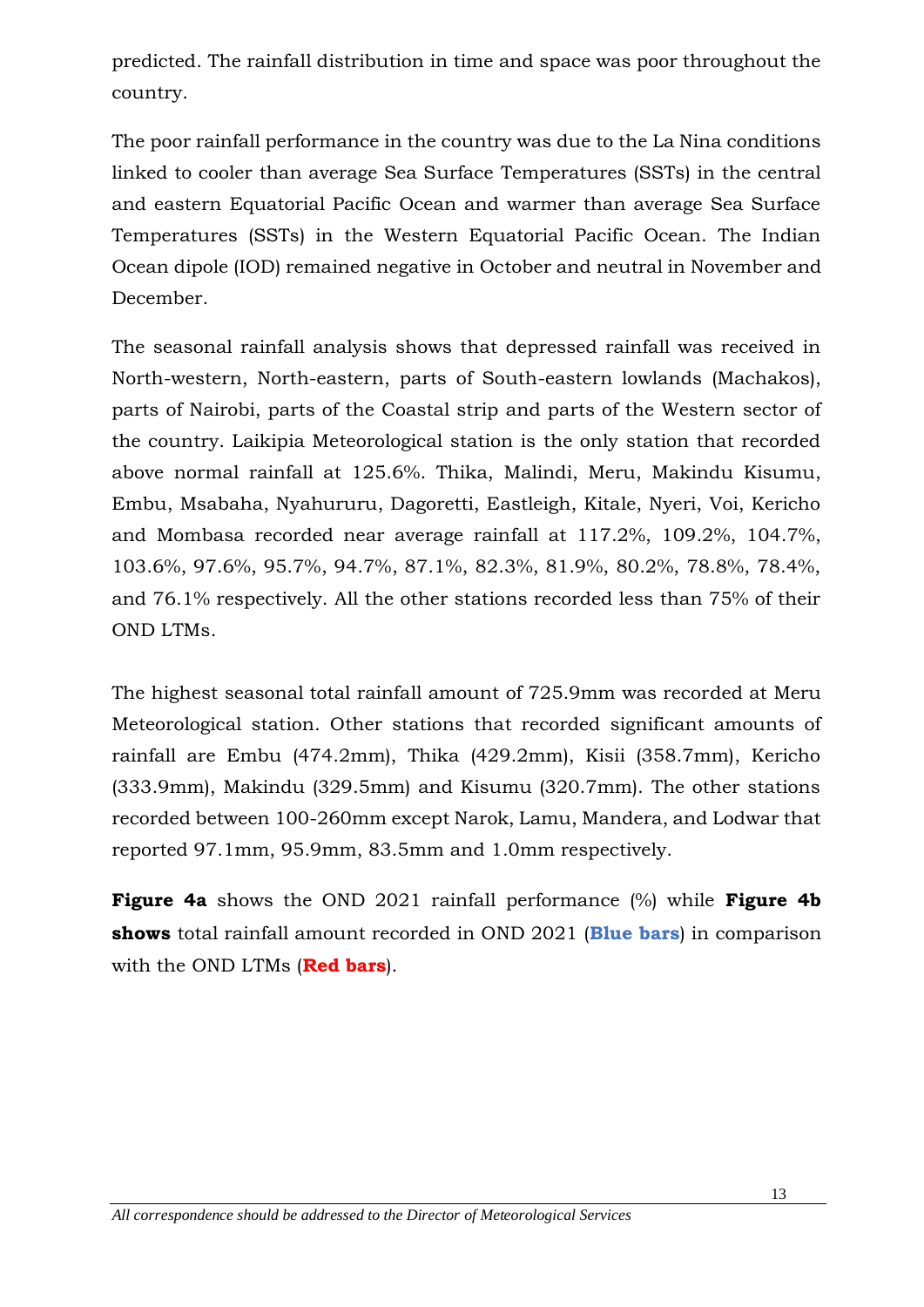predicted. The rainfall distribution in time and space was poor throughout the country.

The poor rainfall performance in the country was due to the La Nina conditions linked to cooler than average Sea Surface Temperatures (SSTs) in the central and eastern Equatorial Pacific Ocean and warmer than average Sea Surface Temperatures (SSTs) in the Western Equatorial Pacific Ocean. The Indian Ocean dipole (IOD) remained negative in October and neutral in November and December.

The seasonal rainfall analysis shows that depressed rainfall was received in North-western, North-eastern, parts of South-eastern lowlands (Machakos), parts of Nairobi, parts of the Coastal strip and parts of the Western sector of the country. Laikipia Meteorological station is the only station that recorded above normal rainfall at 125.6%. Thika, Malindi, Meru, Makindu Kisumu, Embu, Msabaha, Nyahururu, Dagoretti, Eastleigh, Kitale, Nyeri, Voi, Kericho and Mombasa recorded near average rainfall at 117.2%, 109.2%, 104.7%, 103.6%, 97.6%, 95.7%, 94.7%, 87.1%, 82.3%, 81.9%, 80.2%, 78.8%, 78.4%, and 76.1% respectively. All the other stations recorded less than 75% of their OND LTMs.

The highest seasonal total rainfall amount of 725.9mm was recorded at Meru Meteorological station. Other stations that recorded significant amounts of rainfall are Embu (474.2mm), Thika (429.2mm), Kisii (358.7mm), Kericho (333.9mm), Makindu (329.5mm) and Kisumu (320.7mm). The other stations recorded between 100-260mm except Narok, Lamu, Mandera, and Lodwar that reported 97.1mm, 95.9mm, 83.5mm and 1.0mm respectively.

**Figure 4a** shows the OND 2021 rainfall performance (%) while **Figure 4b shows** total rainfall amount recorded in OND 2021 (**Blue bars**) in comparison with the OND LTMs (**Red bars**).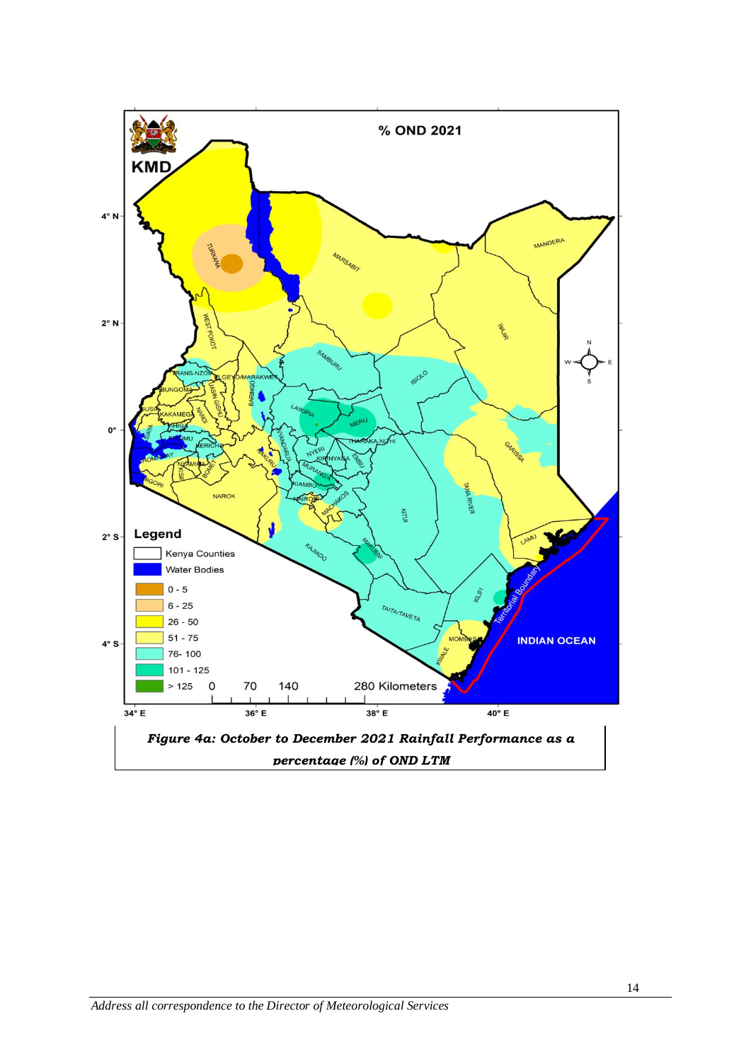*Figure 4a: October to December 2021 Rainfall Performance as a percentage (%) of OND LTM*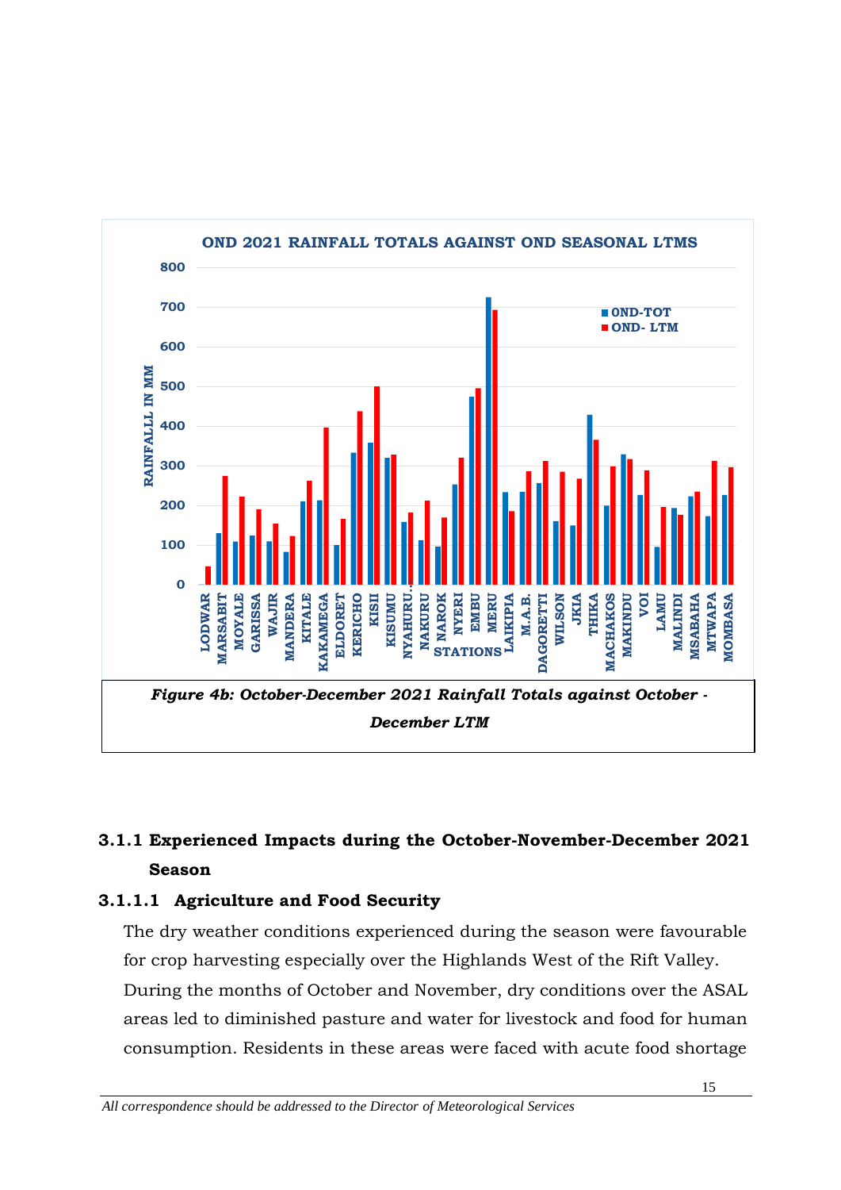**OND 2021 RAINFALL TOTALS AGAINST OND SEASONAL LTMS**

*Figure 4b: October-December 2021 Rainfall Totals against October - December LTM*

### 3.1.1 Experienced Impacts during the October-November-December 2021 Season

#### 3.1.1.1 Agriculture and Food Security

The dry weather conditions experienced during the season were favourable for crop harvesting especially over the Highlands West of the Rift Valley. During the months of October and November, dry conditions over the ASAL areas led to diminished pasture and water for livestock and food for human consumption. Residents in these areas were faced with acute food shortage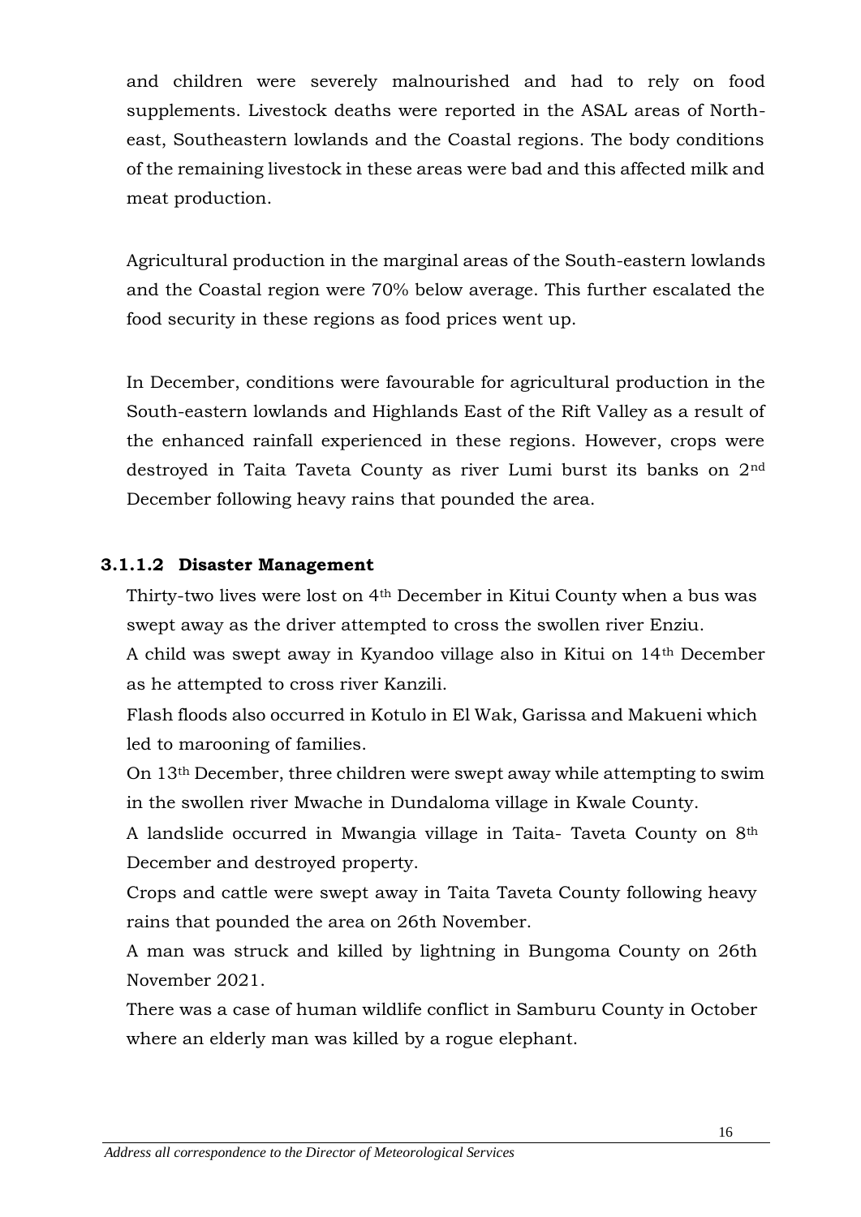and children were severely malnourished and had to rely on food supplements. Livestock deaths were reported in the ASAL areas of North-east, Southeastern lowlands and the Coastal regions. The body conditions of the remaining livestock in these areas were bad and this affected milk and meat production.

Agricultural production in the marginal areas of the South-eastern lowlands and the Coastal region were 70% below average. This further escalated the food security in these regions as food prices went up.

In December, conditions were favourable for agricultural production in the South-eastern lowlands and Highlands East of the Rift Valley as a result of the enhanced rainfall experienced in these regions. However, crops were destroyed in Taita Taveta County as river Lumi burst its banks on 2nd December following heavy rains that pounded the area.

### 3.1.1.2 Disaster Management

Thirty-two lives were lost on 4th December in Kitui County when a bus was swept away as the driver attempted to cross the swollen river Enziu.

A child was swept away in Kyandoo village also in Kitui on 14th December as he attempted to cross river Kanzili.

Flash floods also occurred in Kotulo in El Wak, Garissa and Makueni which led to marooning of families.

On 13th December, three children were swept away while attempting to swim in the swollen river Mwache in Dundaloma village in Kwale County.

A landslide occurred in Mwangia village in Taita- Taveta County on 8th December and destroyed property.

Crops and cattle were swept away in Taita Taveta County following heavy rains that pounded the area on 26th November.

A man was struck and killed by lightning in Bungoma County on 26th November 2021.

There was a case of human wildlife conflict in Samburu County in October where an elderly man was killed by a rogue elephant.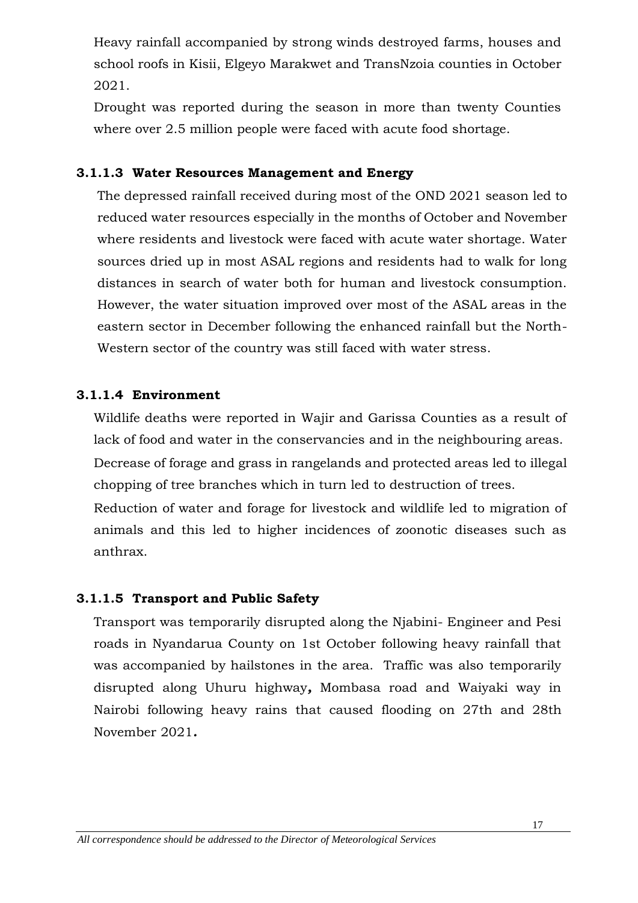Heavy rainfall accompanied by strong winds destroyed farms, houses and school roofs in Kisii, Elgeyo Marakwet and TransNzoia counties in October 2021.

Drought was reported during the season in more than twenty Counties where over 2.5 million people were faced with acute food shortage.

#### 3.1.1.3 Water Resources Management and Energy

The depressed rainfall received during most of the OND 2021 season led to reduced water resources especially in the months of October and November where residents and livestock were faced with acute water shortage. Water sources dried up in most ASAL regions and residents had to walk for long distances in search of water both for human and livestock consumption. However, the water situation improved over most of the ASAL areas in the eastern sector in December following the enhanced rainfall but the North-Western sector of the country was still faced with water stress.

#### 3.1.1.4 Environment

Wildlife deaths were reported in Wajir and Garissa Counties as a result of lack of food and water in the conservancies and in the neighbouring areas.

Decrease of forage and grass in rangelands and protected areas led to illegal chopping of tree branches which in turn led to destruction of trees.

Reduction of water and forage for livestock and wildlife led to migration of animals and this led to higher incidences of zoonotic diseases such as anthrax.

#### 3.1.1.5 Transport and Public Safety

Transport was temporarily disrupted along the Njabini- Engineer and Pesi roads in Nyandarua County on 1st October following heavy rainfall that was accompanied by hailstones in the area. Traffic was also temporarily disrupted along Uhuru highway**,** Mombasa road and Waiyaki way in Nairobi following heavy rains that caused flooding on 27th and 28th November 2021**.**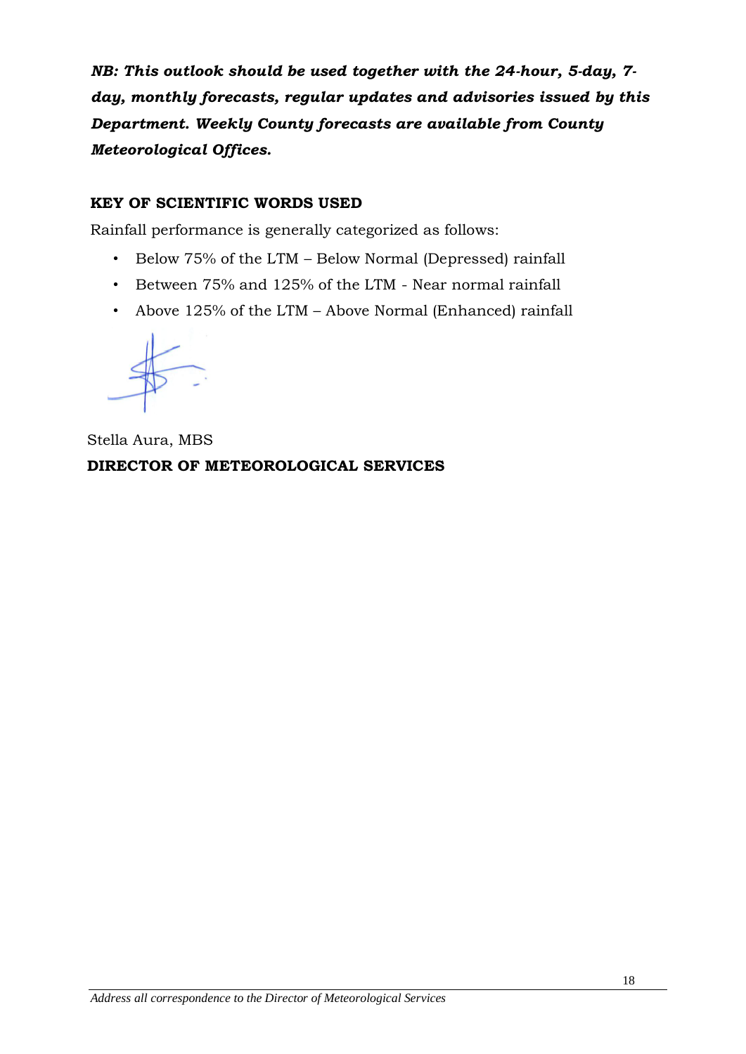***NB: This outlook should be used together with the 24-hour, 5-day, 7-day, monthly forecasts, regular updates and advisories issued by this Department. Weekly County forecasts are available from County Meteorological Offices.***

**KEY OF SCIENTIFIC WORDS USED**

Rainfall performance is generally categorized as follows:

- Below 75% of the LTM – Below Normal (Depressed) rainfall
- Between 75% and 125% of the LTM - Near normal rainfall
- Above 125% of the LTM – Above Normal (Enhanced) rainfall

Stella Aura, MBS

**DIRECTOR OF METEOROLOGICAL SERVICES**

*Address all correspondence to the Director of Meteorological Services*